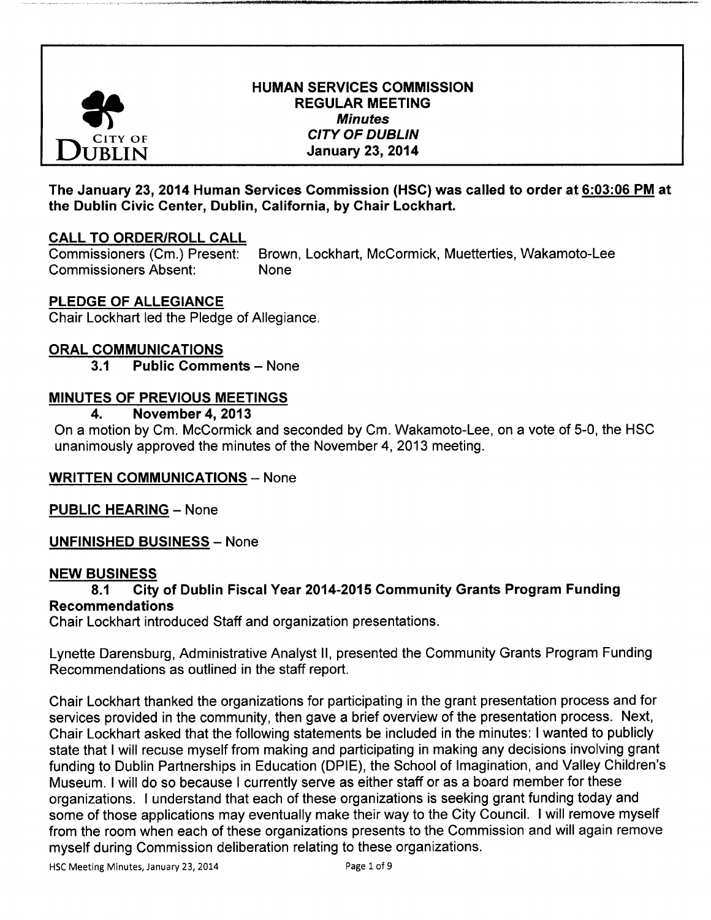CITY OF DUBLIN

# HUMAN SERVICES COMMISSION
## REGULAR MEETING
### *Minutes*
### *CITY OF DUBLIN*
### January 23, 2014

**The January 23, 2014 Human Services Commission (HSC) was called to order at 6:03:06 PM at the Dublin Civic Center, Dublin, California, by Chair Lockhart.**

**CALL TO ORDER/ROLL CALL**

Commissioners (Cm.) Present: Brown, Lockhart, McCormick, Muetterties, Wakamoto-Lee
Commissioners Absent: None

**PLEDGE OF ALLEGIANCE**

Chair Lockhart led the Pledge of Allegiance.

**ORAL COMMUNICATIONS**

**3.1 Public Comments** – None

**MINUTES OF PREVIOUS MEETINGS**

**4. November 4, 2013**

On a motion by Cm. McCormick and seconded by Cm. Wakamoto-Lee, on a vote of 5-0, the HSC unanimously approved the minutes of the November 4, 2013 meeting.

**WRITTEN COMMUNICATIONS** – None

**PUBLIC HEARING** – None

**UNFINISHED BUSINESS** – None

**NEW BUSINESS**

**8.1 City of Dublin Fiscal Year 2014-2015 Community Grants Program Funding Recommendations**

Chair Lockhart introduced Staff and organization presentations.

Lynette Darensburg, Administrative Analyst II, presented the Community Grants Program Funding Recommendations as outlined in the staff report.

Chair Lockhart thanked the organizations for participating in the grant presentation process and for services provided in the community, then gave a brief overview of the presentation process. Next, Chair Lockhart asked that the following statements be included in the minutes: I wanted to publicly state that I will recuse myself from making and participating in making any decisions involving grant funding to Dublin Partnerships in Education (DPIE), the School of Imagination, and Valley Children's Museum. I will do so because I currently serve as either staff or as a board member for these organizations. I understand that each of these organizations is seeking grant funding today and some of those applications may eventually make their way to the City Council. I will remove myself from the room when each of these organizations presents to the Commission and will again remove myself during Commission deliberation relating to these organizations.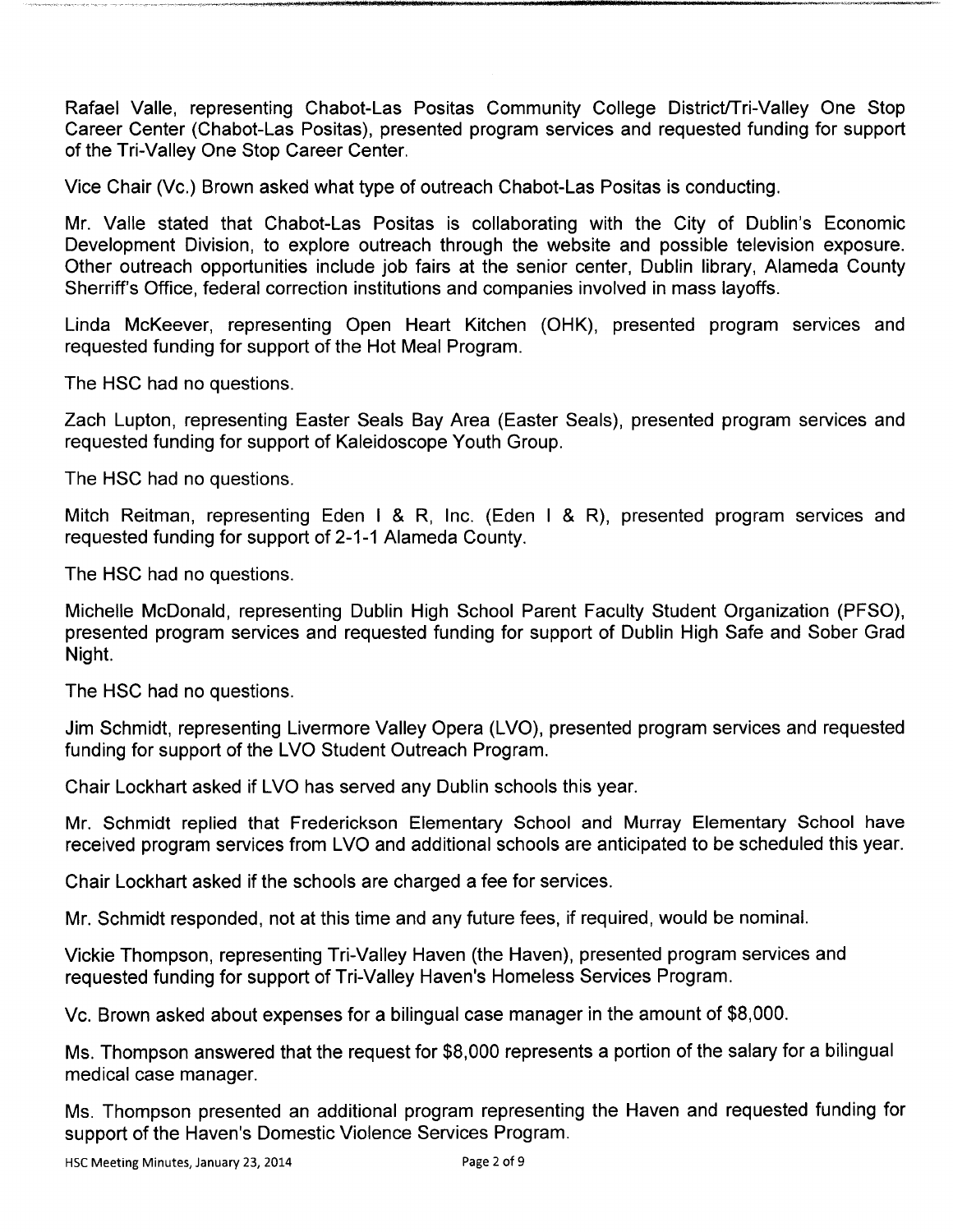Rafael Valle, representing Chabot-Las Positas Community College District/Tri-Valley One Stop Career Center (Chabot-Las Positas), presented program services and requested funding for support of the Tri-Valley One Stop Career Center.

Vice Chair (Vc.) Brown asked what type of outreach Chabot-Las Positas is conducting.

Mr. Valle stated that Chabot-Las Positas is collaborating with the City of Dublin's Economic Development Division, to explore outreach through the website and possible television exposure. Other outreach opportunities include job fairs at the senior center, Dublin library, Alameda County Sherriff's Office, federal correction institutions and companies involved in mass layoffs.

Linda McKeever, representing Open Heart Kitchen (OHK), presented program services and requested funding for support of the Hot Meal Program.

The HSC had no questions.

Zach Lupton, representing Easter Seals Bay Area (Easter Seals), presented program services and requested funding for support of Kaleidoscope Youth Group.

The HSC had no questions.

Mitch Reitman, representing Eden I & R, Inc. (Eden I & R), presented program services and requested funding for support of 2-1-1 Alameda County.

The HSC had no questions.

Michelle McDonald, representing Dublin High School Parent Faculty Student Organization (PFSO), presented program services and requested funding for support of Dublin High Safe and Sober Grad Night.

The HSC had no questions.

Jim Schmidt, representing Livermore Valley Opera (LVO), presented program services and requested funding for support of the LVO Student Outreach Program.

Chair Lockhart asked if LVO has served any Dublin schools this year.

Mr. Schmidt replied that Frederickson Elementary School and Murray Elementary School have received program services from LVO and additional schools are anticipated to be scheduled this year.

Chair Lockhart asked if the schools are charged a fee for services.

Mr. Schmidt responded, not at this time and any future fees, if required, would be nominal.

Vickie Thompson, representing Tri-Valley Haven (the Haven), presented program services and requested funding for support of Tri-Valley Haven's Homeless Services Program.

Vc. Brown asked about expenses for a bilingual case manager in the amount of $8,000.

Ms. Thompson answered that the request for $8,000 represents a portion of the salary for a bilingual medical case manager.

Ms. Thompson presented an additional program representing the Haven and requested funding for support of the Haven's Domestic Violence Services Program.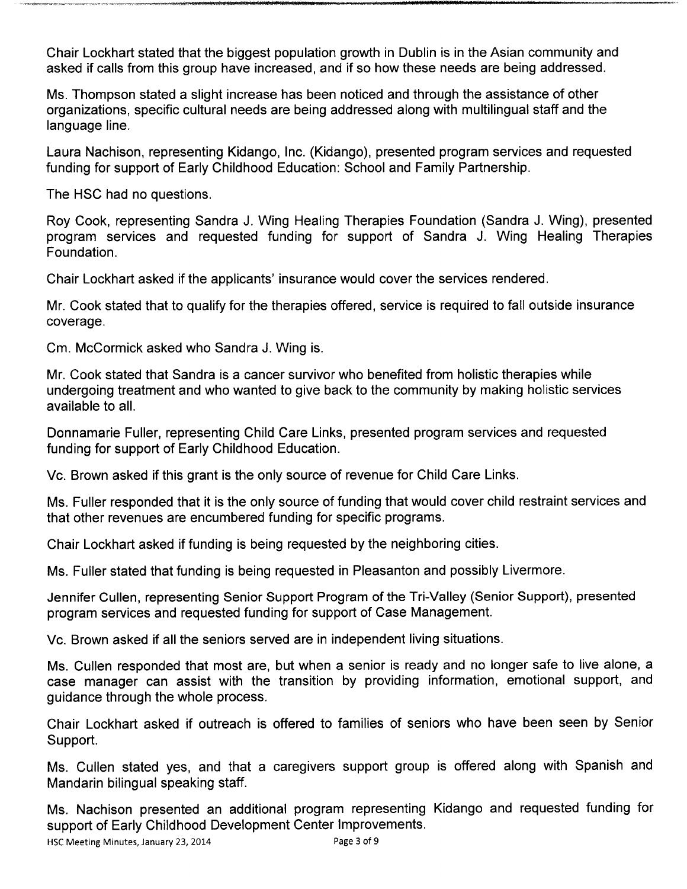Chair Lockhart stated that the biggest population growth in Dublin is in the Asian community and asked if calls from this group have increased, and if so how these needs are being addressed.

Ms. Thompson stated a slight increase has been noticed and through the assistance of other organizations, specific cultural needs are being addressed along with multilingual staff and the language line.

Laura Nachison, representing Kidango, Inc. (Kidango), presented program services and requested funding for support of Early Childhood Education: School and Family Partnership.

The HSC had no questions.

Roy Cook, representing Sandra J. Wing Healing Therapies Foundation (Sandra J. Wing), presented program services and requested funding for support of Sandra J. Wing Healing Therapies Foundation.

Chair Lockhart asked if the applicants' insurance would cover the services rendered.

Mr. Cook stated that to qualify for the therapies offered, service is required to fall outside insurance coverage.

Cm. McCormick asked who Sandra J. Wing is.

Mr. Cook stated that Sandra is a cancer survivor who benefited from holistic therapies while undergoing treatment and who wanted to give back to the community by making holistic services available to all.

Donnamarie Fuller, representing Child Care Links, presented program services and requested funding for support of Early Childhood Education.

Vc. Brown asked if this grant is the only source of revenue for Child Care Links.

Ms. Fuller responded that it is the only source of funding that would cover child restraint services and that other revenues are encumbered funding for specific programs.

Chair Lockhart asked if funding is being requested by the neighboring cities.

Ms. Fuller stated that funding is being requested in Pleasanton and possibly Livermore.

Jennifer Cullen, representing Senior Support Program of the Tri-Valley (Senior Support), presented program services and requested funding for support of Case Management.

Vc. Brown asked if all the seniors served are in independent living situations.

Ms. Cullen responded that most are, but when a senior is ready and no longer safe to live alone, a case manager can assist with the transition by providing information, emotional support, and guidance through the whole process.

Chair Lockhart asked if outreach is offered to families of seniors who have been seen by Senior Support.

Ms. Cullen stated yes, and that a caregivers support group is offered along with Spanish and Mandarin bilingual speaking staff.

Ms. Nachison presented an additional program representing Kidango and requested funding for support of Early Childhood Development Center Improvements.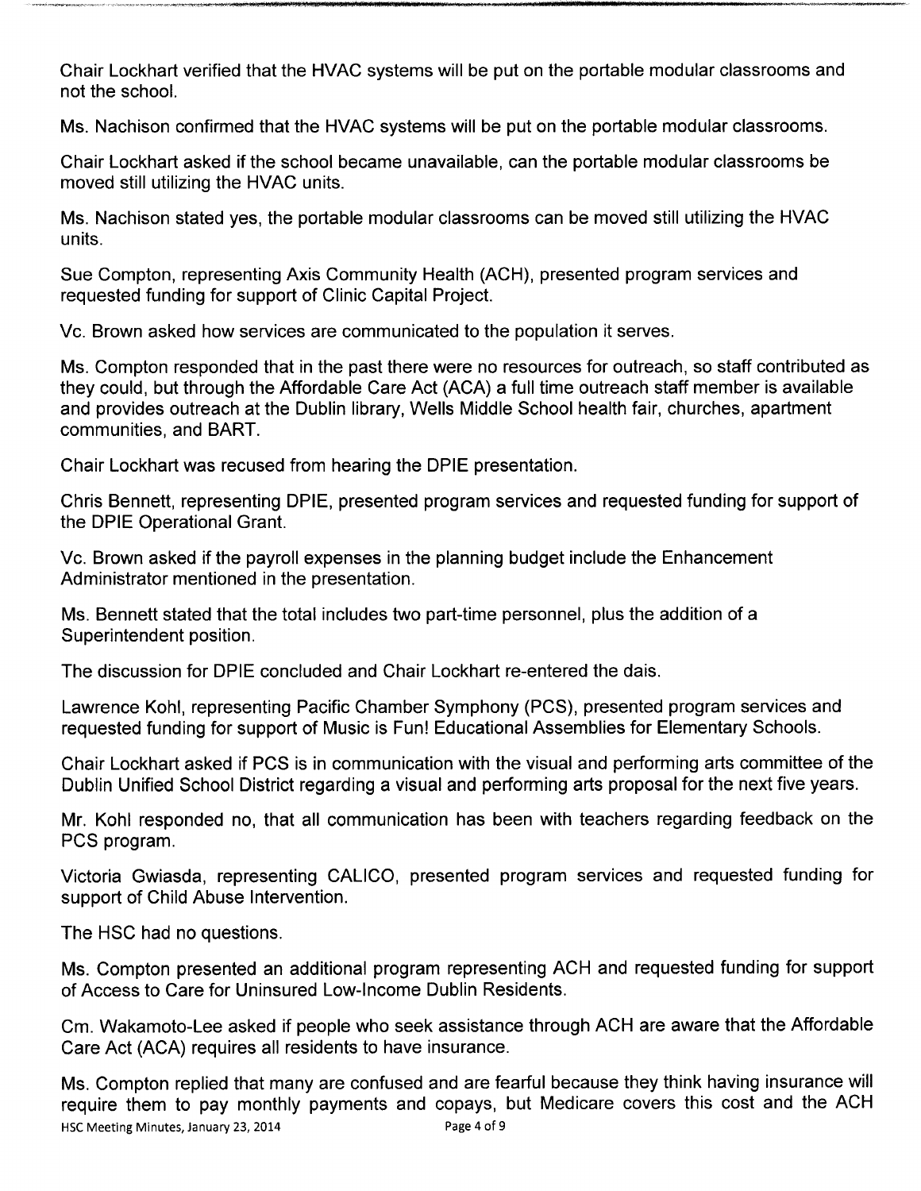Chair Lockhart verified that the HVAC systems will be put on the portable modular classrooms and not the school.

Ms. Nachison confirmed that the HVAC systems will be put on the portable modular classrooms.

Chair Lockhart asked if the school became unavailable, can the portable modular classrooms be moved still utilizing the HVAC units.

Ms. Nachison stated yes, the portable modular classrooms can be moved still utilizing the HVAC units.

Sue Compton, representing Axis Community Health (ACH), presented program services and requested funding for support of Clinic Capital Project.

Vc. Brown asked how services are communicated to the population it serves.

Ms. Compton responded that in the past there were no resources for outreach, so staff contributed as they could, but through the Affordable Care Act (ACA) a full time outreach staff member is available and provides outreach at the Dublin library, Wells Middle School health fair, churches, apartment communities, and BART.

Chair Lockhart was recused from hearing the DPIE presentation.

Chris Bennett, representing DPIE, presented program services and requested funding for support of the DPIE Operational Grant.

Vc. Brown asked if the payroll expenses in the planning budget include the Enhancement Administrator mentioned in the presentation.

Ms. Bennett stated that the total includes two part-time personnel, plus the addition of a Superintendent position.

The discussion for DPIE concluded and Chair Lockhart re-entered the dais.

Lawrence Kohl, representing Pacific Chamber Symphony (PCS), presented program services and requested funding for support of Music is Fun! Educational Assemblies for Elementary Schools.

Chair Lockhart asked if PCS is in communication with the visual and performing arts committee of the Dublin Unified School District regarding a visual and performing arts proposal for the next five years.

Mr. Kohl responded no, that all communication has been with teachers regarding feedback on the PCS program.

Victoria Gwiasda, representing CALICO, presented program services and requested funding for support of Child Abuse Intervention.

The HSC had no questions.

Ms. Compton presented an additional program representing ACH and requested funding for support of Access to Care for Uninsured Low-Income Dublin Residents.

Cm. Wakamoto-Lee asked if people who seek assistance through ACH are aware that the Affordable Care Act (ACA) requires all residents to have insurance.

Ms. Compton replied that many are confused and are fearful because they think having insurance will require them to pay monthly payments and copays, but Medicare covers this cost and the ACH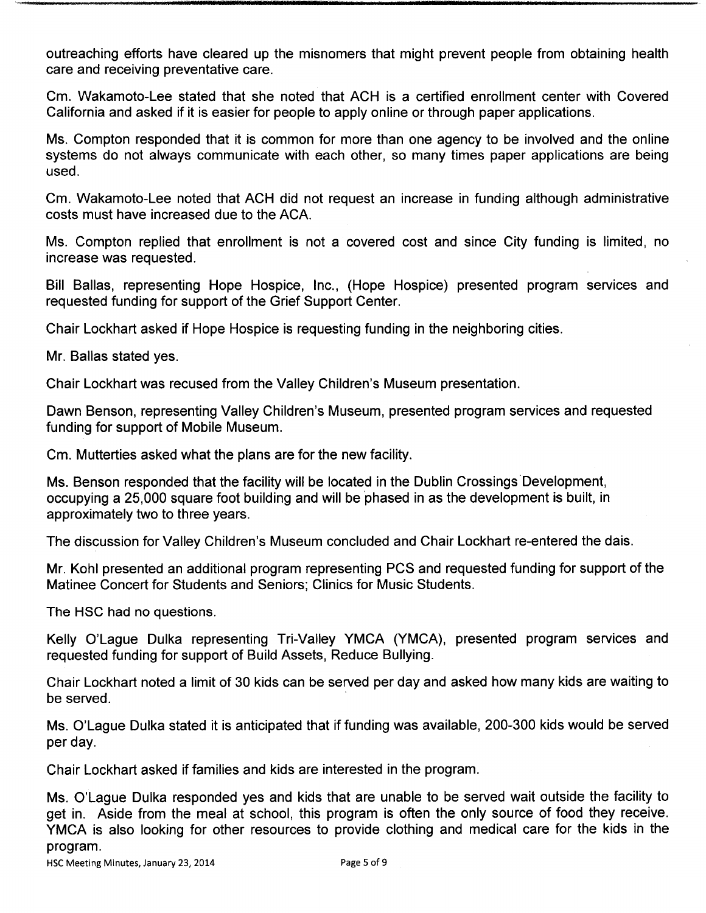outreaching efforts have cleared up the misnomers that might prevent people from obtaining health care and receiving preventative care.

Cm. Wakamoto-Lee stated that she noted that ACH is a certified enrollment center with Covered California and asked if it is easier for people to apply online or through paper applications.

Ms. Compton responded that it is common for more than one agency to be involved and the online systems do not always communicate with each other, so many times paper applications are being used.

Cm. Wakamoto-Lee noted that ACH did not request an increase in funding although administrative costs must have increased due to the ACA.

Ms. Compton replied that enrollment is not a covered cost and since City funding is limited, no increase was requested.

Bill Ballas, representing Hope Hospice, Inc., (Hope Hospice) presented program services and requested funding for support of the Grief Support Center.

Chair Lockhart asked if Hope Hospice is requesting funding in the neighboring cities.

Mr. Ballas stated yes.

Chair Lockhart was recused from the Valley Children's Museum presentation.

Dawn Benson, representing Valley Children's Museum, presented program services and requested funding for support of Mobile Museum.

Cm. Mutterties asked what the plans are for the new facility.

Ms. Benson responded that the facility will be located in the Dublin Crossings Development, occupying a 25,000 square foot building and will be phased in as the development is built, in approximately two to three years.

The discussion for Valley Children's Museum concluded and Chair Lockhart re-entered the dais.

Mr. Kohl presented an additional program representing PCS and requested funding for support of the Matinee Concert for Students and Seniors; Clinics for Music Students.

The HSC had no questions.

Kelly O'Lague Dulka representing Tri-Valley YMCA (YMCA), presented program services and requested funding for support of Build Assets, Reduce Bullying.

Chair Lockhart noted a limit of 30 kids can be served per day and asked how many kids are waiting to be served.

Ms. O'Lague Dulka stated it is anticipated that if funding was available, 200-300 kids would be served per day.

Chair Lockhart asked if families and kids are interested in the program.

Ms. O'Lague Dulka responded yes and kids that are unable to be served wait outside the facility to get in. Aside from the meal at school, this program is often the only source of food they receive. YMCA is also looking for other resources to provide clothing and medical care for the kids in the program.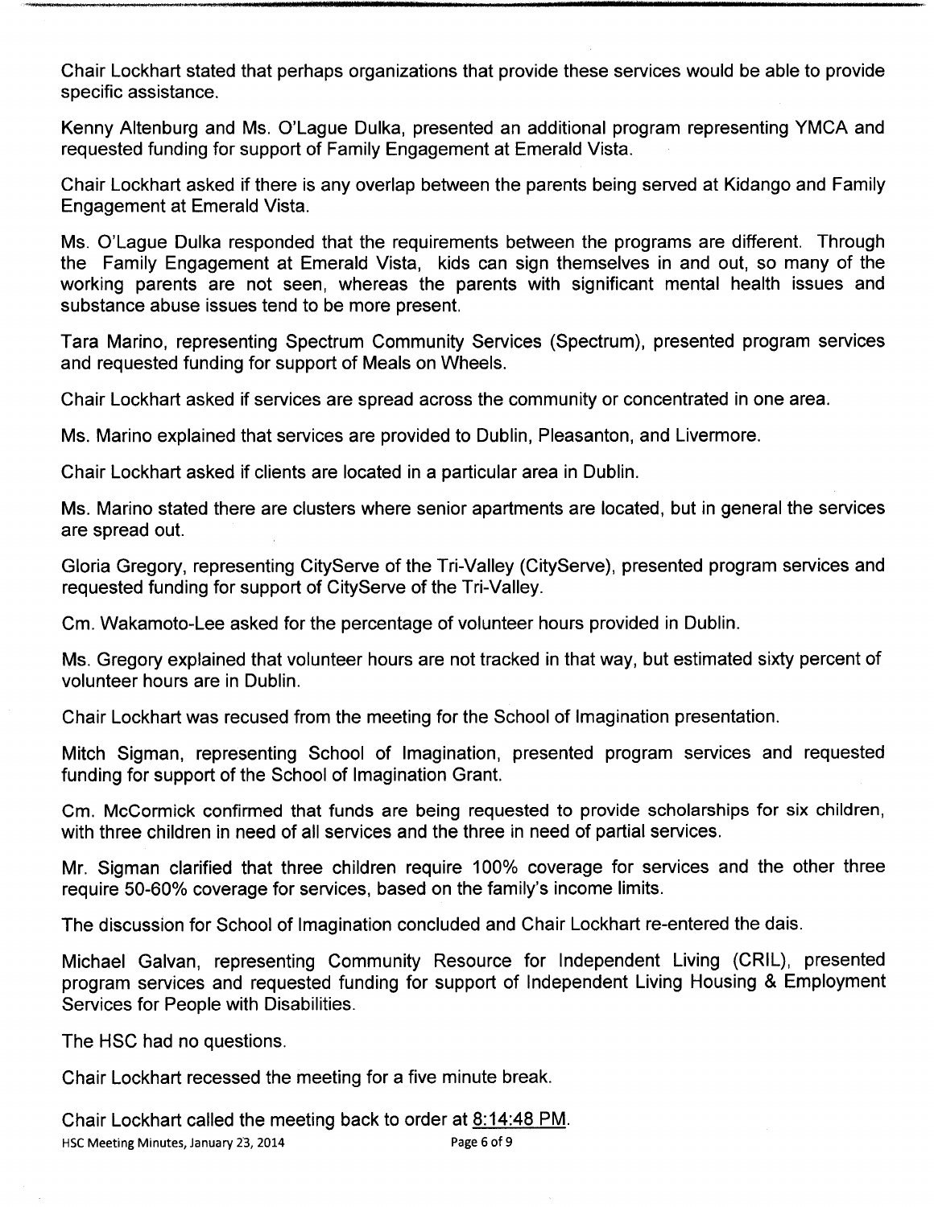Chair Lockhart stated that perhaps organizations that provide these services would be able to provide specific assistance.

Kenny Altenburg and Ms. O'Lague Dulka, presented an additional program representing YMCA and requested funding for support of Family Engagement at Emerald Vista.

Chair Lockhart asked if there is any overlap between the parents being served at Kidango and Family Engagement at Emerald Vista.

Ms. O'Lague Dulka responded that the requirements between the programs are different. Through the Family Engagement at Emerald Vista, kids can sign themselves in and out, so many of the working parents are not seen, whereas the parents with significant mental health issues and substance abuse issues tend to be more present.

Tara Marino, representing Spectrum Community Services (Spectrum), presented program services and requested funding for support of Meals on Wheels.

Chair Lockhart asked if services are spread across the community or concentrated in one area.

Ms. Marino explained that services are provided to Dublin, Pleasanton, and Livermore.

Chair Lockhart asked if clients are located in a particular area in Dublin.

Ms. Marino stated there are clusters where senior apartments are located, but in general the services are spread out.

Gloria Gregory, representing CityServe of the Tri-Valley (CityServe), presented program services and requested funding for support of CityServe of the Tri-Valley.

Cm. Wakamoto-Lee asked for the percentage of volunteer hours provided in Dublin.

Ms. Gregory explained that volunteer hours are not tracked in that way, but estimated sixty percent of volunteer hours are in Dublin.

Chair Lockhart was recused from the meeting for the School of Imagination presentation.

Mitch Sigman, representing School of Imagination, presented program services and requested funding for support of the School of Imagination Grant.

Cm. McCormick confirmed that funds are being requested to provide scholarships for six children, with three children in need of all services and the three in need of partial services.

Mr. Sigman clarified that three children require 100% coverage for services and the other three require 50-60% coverage for services, based on the family's income limits.

The discussion for School of Imagination concluded and Chair Lockhart re-entered the dais.

Michael Galvan, representing Community Resource for Independent Living (CRIL), presented program services and requested funding for support of Independent Living Housing & Employment Services for People with Disabilities.

The HSC had no questions.

Chair Lockhart recessed the meeting for a five minute break.

Chair Lockhart called the meeting back to order at 8:14:48 PM.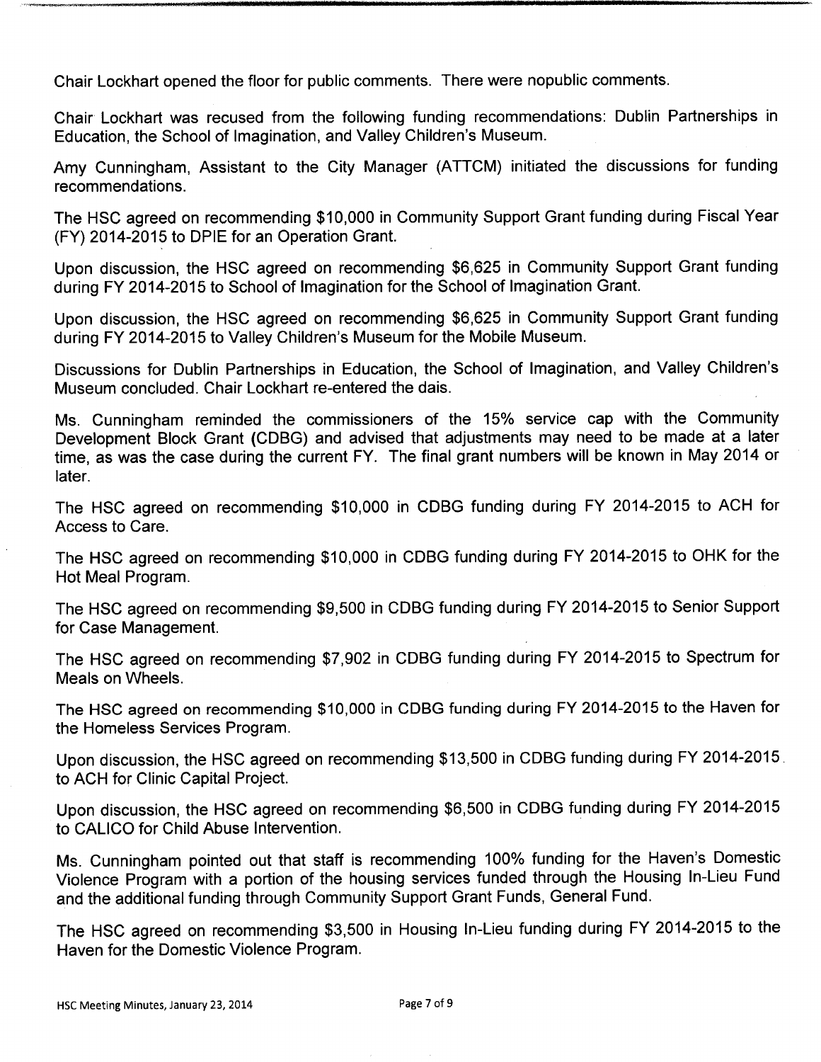Chair Lockhart opened the floor for public comments. There were nopublic comments.

Chair Lockhart was recused from the following funding recommendations: Dublin Partnerships in Education, the School of Imagination, and Valley Children's Museum.

Amy Cunningham, Assistant to the City Manager (ATTCM) initiated the discussions for funding recommendations.

The HSC agreed on recommending $10,000 in Community Support Grant funding during Fiscal Year (FY) 2014-2015 to DPIE for an Operation Grant.

Upon discussion, the HSC agreed on recommending $6,625 in Community Support Grant funding during FY 2014-2015 to School of Imagination for the School of Imagination Grant.

Upon discussion, the HSC agreed on recommending $6,625 in Community Support Grant funding during FY 2014-2015 to Valley Children's Museum for the Mobile Museum.

Discussions for Dublin Partnerships in Education, the School of Imagination, and Valley Children's Museum concluded. Chair Lockhart re-entered the dais.

Ms. Cunningham reminded the commissioners of the 15% service cap with the Community Development Block Grant (CDBG) and advised that adjustments may need to be made at a later time, as was the case during the current FY. The final grant numbers will be known in May 2014 or later.

The HSC agreed on recommending $10,000 in CDBG funding during FY 2014-2015 to ACH for Access to Care.

The HSC agreed on recommending $10,000 in CDBG funding during FY 2014-2015 to OHK for the Hot Meal Program.

The HSC agreed on recommending $9,500 in CDBG funding during FY 2014-2015 to Senior Support for Case Management.

The HSC agreed on recommending $7,902 in CDBG funding during FY 2014-2015 to Spectrum for Meals on Wheels.

The HSC agreed on recommending $10,000 in CDBG funding during FY 2014-2015 to the Haven for the Homeless Services Program.

Upon discussion, the HSC agreed on recommending $13,500 in CDBG funding during FY 2014-2015 to ACH for Clinic Capital Project.

Upon discussion, the HSC agreed on recommending $6,500 in CDBG funding during FY 2014-2015 to CALICO for Child Abuse Intervention.

Ms. Cunningham pointed out that staff is recommending 100% funding for the Haven's Domestic Violence Program with a portion of the housing services funded through the Housing In-Lieu Fund and the additional funding through Community Support Grant Funds, General Fund.

The HSC agreed on recommending $3,500 in Housing In-Lieu funding during FY 2014-2015 to the Haven for the Domestic Violence Program.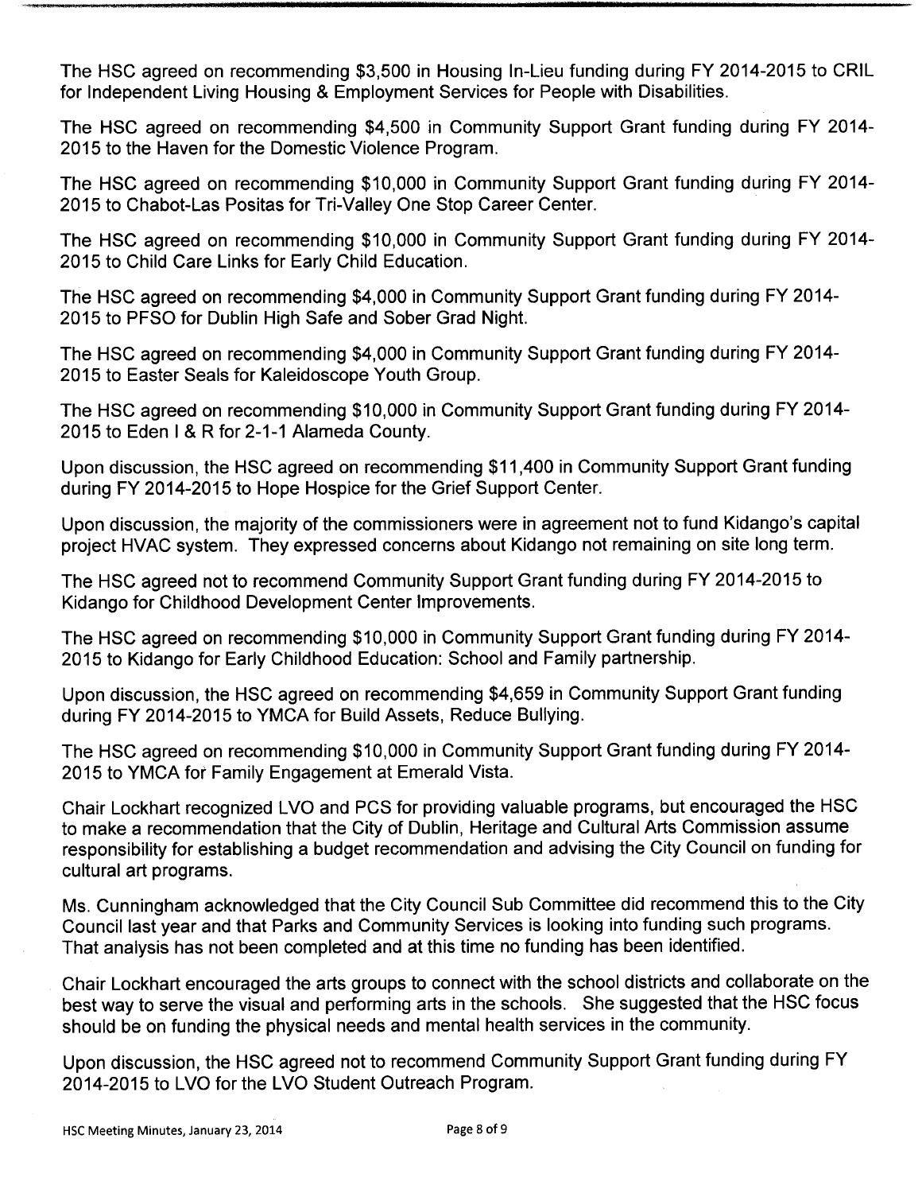The HSC agreed on recommending $3,500 in Housing In-Lieu funding during FY 2014-2015 to CRIL for Independent Living Housing & Employment Services for People with Disabilities.

The HSC agreed on recommending $4,500 in Community Support Grant funding during FY 2014-2015 to the Haven for the Domestic Violence Program.

The HSC agreed on recommending $10,000 in Community Support Grant funding during FY 2014-2015 to Chabot-Las Positas for Tri-Valley One Stop Career Center.

The HSC agreed on recommending $10,000 in Community Support Grant funding during FY 2014-2015 to Child Care Links for Early Child Education.

The HSC agreed on recommending $4,000 in Community Support Grant funding during FY 2014-2015 to PFSO for Dublin High Safe and Sober Grad Night.

The HSC agreed on recommending $4,000 in Community Support Grant funding during FY 2014-2015 to Easter Seals for Kaleidoscope Youth Group.

The HSC agreed on recommending $10,000 in Community Support Grant funding during FY 2014-2015 to Eden I & R for 2-1-1 Alameda County.

Upon discussion, the HSC agreed on recommending $11,400 in Community Support Grant funding during FY 2014-2015 to Hope Hospice for the Grief Support Center.

Upon discussion, the majority of the commissioners were in agreement not to fund Kidango's capital project HVAC system. They expressed concerns about Kidango not remaining on site long term.

The HSC agreed not to recommend Community Support Grant funding during FY 2014-2015 to Kidango for Childhood Development Center Improvements.

The HSC agreed on recommending $10,000 in Community Support Grant funding during FY 2014-2015 to Kidango for Early Childhood Education: School and Family partnership.

Upon discussion, the HSC agreed on recommending $4,659 in Community Support Grant funding during FY 2014-2015 to YMCA for Build Assets, Reduce Bullying.

The HSC agreed on recommending $10,000 in Community Support Grant funding during FY 2014-2015 to YMCA for Family Engagement at Emerald Vista.

Chair Lockhart recognized LVO and PCS for providing valuable programs, but encouraged the HSC to make a recommendation that the City of Dublin, Heritage and Cultural Arts Commission assume responsibility for establishing a budget recommendation and advising the City Council on funding for cultural art programs.

Ms. Cunningham acknowledged that the City Council Sub Committee did recommend this to the City Council last year and that Parks and Community Services is looking into funding such programs. That analysis has not been completed and at this time no funding has been identified.

Chair Lockhart encouraged the arts groups to connect with the school districts and collaborate on the best way to serve the visual and performing arts in the schools. She suggested that the HSC focus should be on funding the physical needs and mental health services in the community.

Upon discussion, the HSC agreed not to recommend Community Support Grant funding during FY 2014-2015 to LVO for the LVO Student Outreach Program.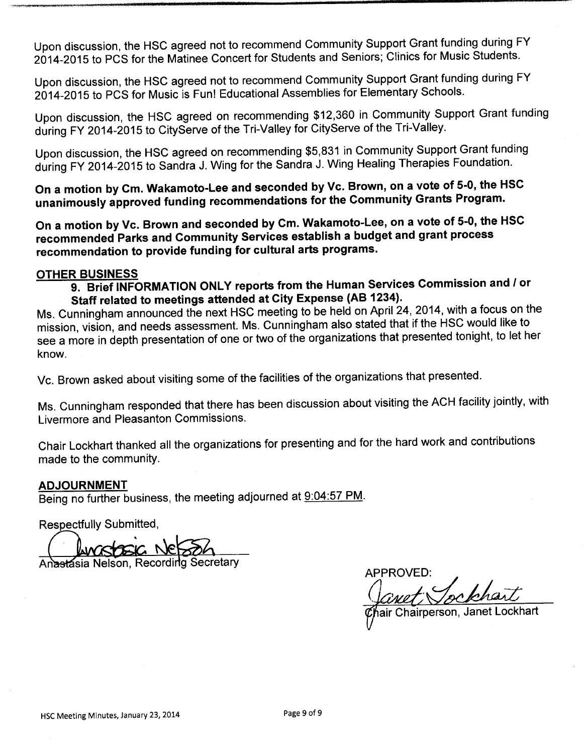Upon discussion, the HSC agreed not to recommend Community Support Grant funding during FY 2014-2015 to PCS for the Matinee Concert for Students and Seniors; Clinics for Music Students.

Upon discussion, the HSC agreed not to recommend Community Support Grant funding during FY 2014-2015 to PCS for Music is Fun! Educational Assemblies for Elementary Schools.

Upon discussion, the HSC agreed on recommending $12,360 in Community Support Grant funding during FY 2014-2015 to CityServe of the Tri-Valley for CityServe of the Tri-Valley.

Upon discussion, the HSC agreed on recommending $5,831 in Community Support Grant funding during FY 2014-2015 to Sandra J. Wing for the Sandra J. Wing Healing Therapies Foundation.

**On a motion by Cm. Wakamoto-Lee and seconded by Vc. Brown, on a vote of 5-0, the HSC unanimously approved funding recommendations for the Community Grants Program.**

**On a motion by Vc. Brown and seconded by Cm. Wakamoto-Lee, on a vote of 5-0, the HSC recommended Parks and Community Services establish a budget and grant process recommendation to provide funding for cultural arts programs.**

## OTHER BUSINESS

**9. Brief INFORMATION ONLY reports from the Human Services Commission and / or Staff related to meetings attended at City Expense (AB 1234).**

Ms. Cunningham announced the next HSC meeting to be held on April 24, 2014, with a focus on the mission, vision, and needs assessment. Ms. Cunningham also stated that if the HSC would like to see a more in depth presentation of one or two of the organizations that presented tonight, to let her know.

Vc. Brown asked about visiting some of the facilities of the organizations that presented.

Ms. Cunningham responded that there has been discussion about visiting the ACH facility jointly, with Livermore and Pleasanton Commissions.

Chair Lockhart thanked all the organizations for presenting and for the hard work and contributions made to the community.

## ADJOURNMENT

Being no further business, the meeting adjourned at 9:04:57 PM.

Respectfully Submitted,

Anastasia Nelson, Recording Secretary

APPROVED:

Chair Chairperson, Janet Lockhart